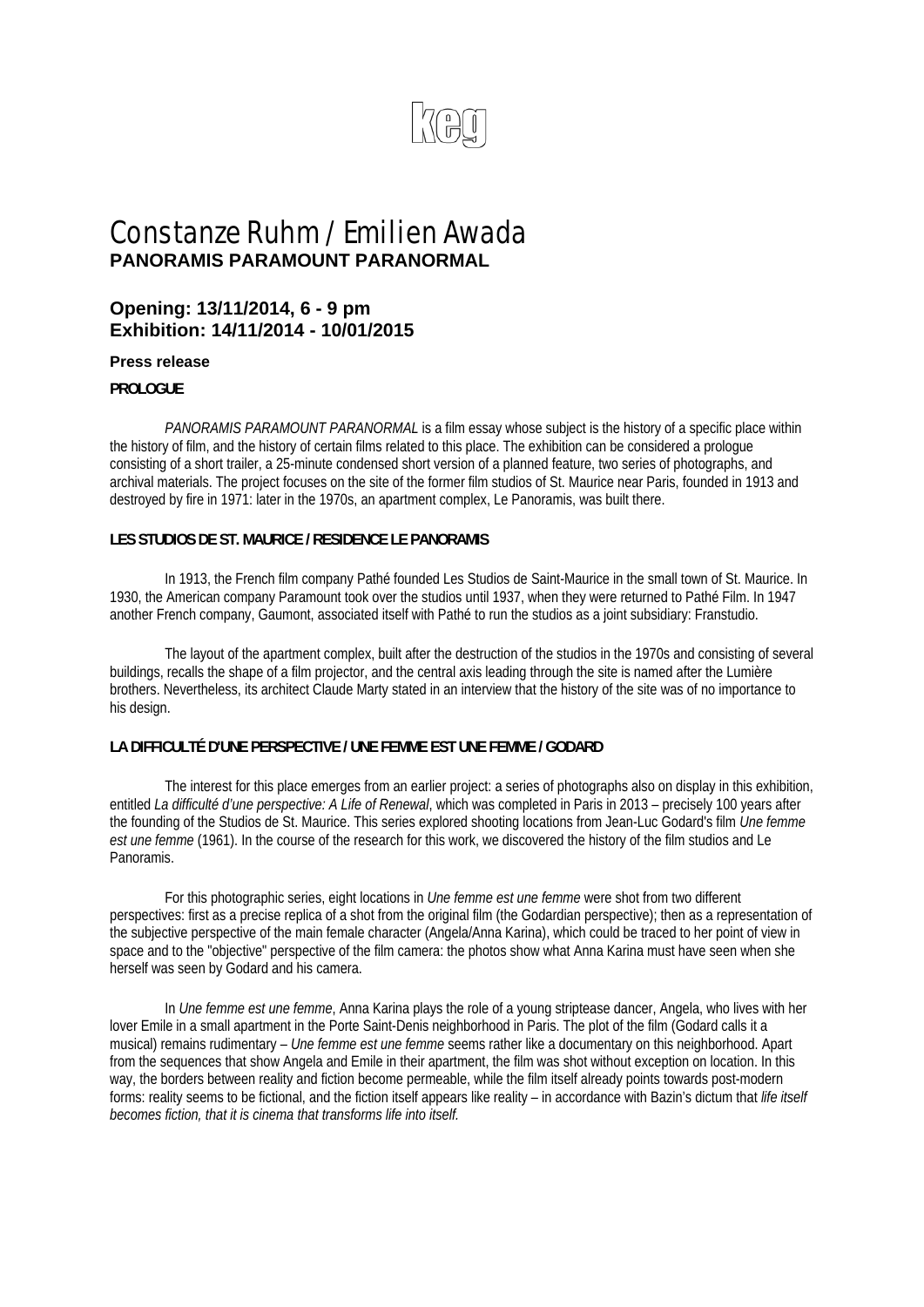keg

# Constanze Ruhm / Emilien Awada

**PANORAMIS PARAMOUNT PARANORMAL**

**Opening: 13/11/2014, 6 - 9 pm**
**Exhibition: 14/11/2014 - 10/01/2015**

**Press release**

**PROLOGUE**

*PANORAMIS PARAMOUNT PARANORMAL* is a film essay whose subject is the history of a specific place within the history of film, and the history of certain films related to this place. The exhibition can be considered a prologue consisting of a short trailer, a 25-minute condensed short version of a planned feature, two series of photographs, and archival materials. The project focuses on the site of the former film studios of St. Maurice near Paris, founded in 1913 and destroyed by fire in 1971: later in the 1970s, an apartment complex, Le Panoramis, was built there.

**LES STUDIOS DE ST. MAURICE / RESIDENCE LE PANORAMIS**

In 1913, the French film company Pathé founded Les Studios de Saint-Maurice in the small town of St. Maurice. In 1930, the American company Paramount took over the studios until 1937, when they were returned to Pathé Film. In 1947 another French company, Gaumont, associated itself with Pathé to run the studios as a joint subsidiary: Franstudio.

The layout of the apartment complex, built after the destruction of the studios in the 1970s and consisting of several buildings, recalls the shape of a film projector, and the central axis leading through the site is named after the Lumière brothers. Nevertheless, its architect Claude Marty stated in an interview that the history of the site was of no importance to his design.

**LA DIFFICULTÉ D'UNE PERSPECTIVE / UNE FEMME EST UNE FEMME / GODARD**

The interest for this place emerges from an earlier project: a series of photographs also on display in this exhibition, entitled *La difficulté d'une perspective: A Life of Renewal*, which was completed in Paris in 2013 – precisely 100 years after the founding of the Studios de St. Maurice. This series explored shooting locations from Jean-Luc Godard's film *Une femme est une femme* (1961). In the course of the research for this work, we discovered the history of the film studios and Le Panoramis.

For this photographic series, eight locations in *Une femme est une femme* were shot from two different perspectives: first as a precise replica of a shot from the original film (the Godardian perspective); then as a representation of the subjective perspective of the main female character (Angela/Anna Karina), which could be traced to her point of view in space and to the "objective" perspective of the film camera: the photos show what Anna Karina must have seen when she herself was seen by Godard and his camera.

In *Une femme est une femme*, Anna Karina plays the role of a young striptease dancer, Angela, who lives with her lover Emile in a small apartment in the Porte Saint-Denis neighborhood in Paris. The plot of the film (Godard calls it a musical) remains rudimentary – *Une femme est une femme* seems rather like a documentary on this neighborhood. Apart from the sequences that show Angela and Emile in their apartment, the film was shot without exception on location. In this way, the borders between reality and fiction become permeable, while the film itself already points towards post-modern forms: reality seems to be fictional, and the fiction itself appears like reality – in accordance with Bazin's dictum that *life itself becomes fiction, that it is cinema that transforms life into itself.*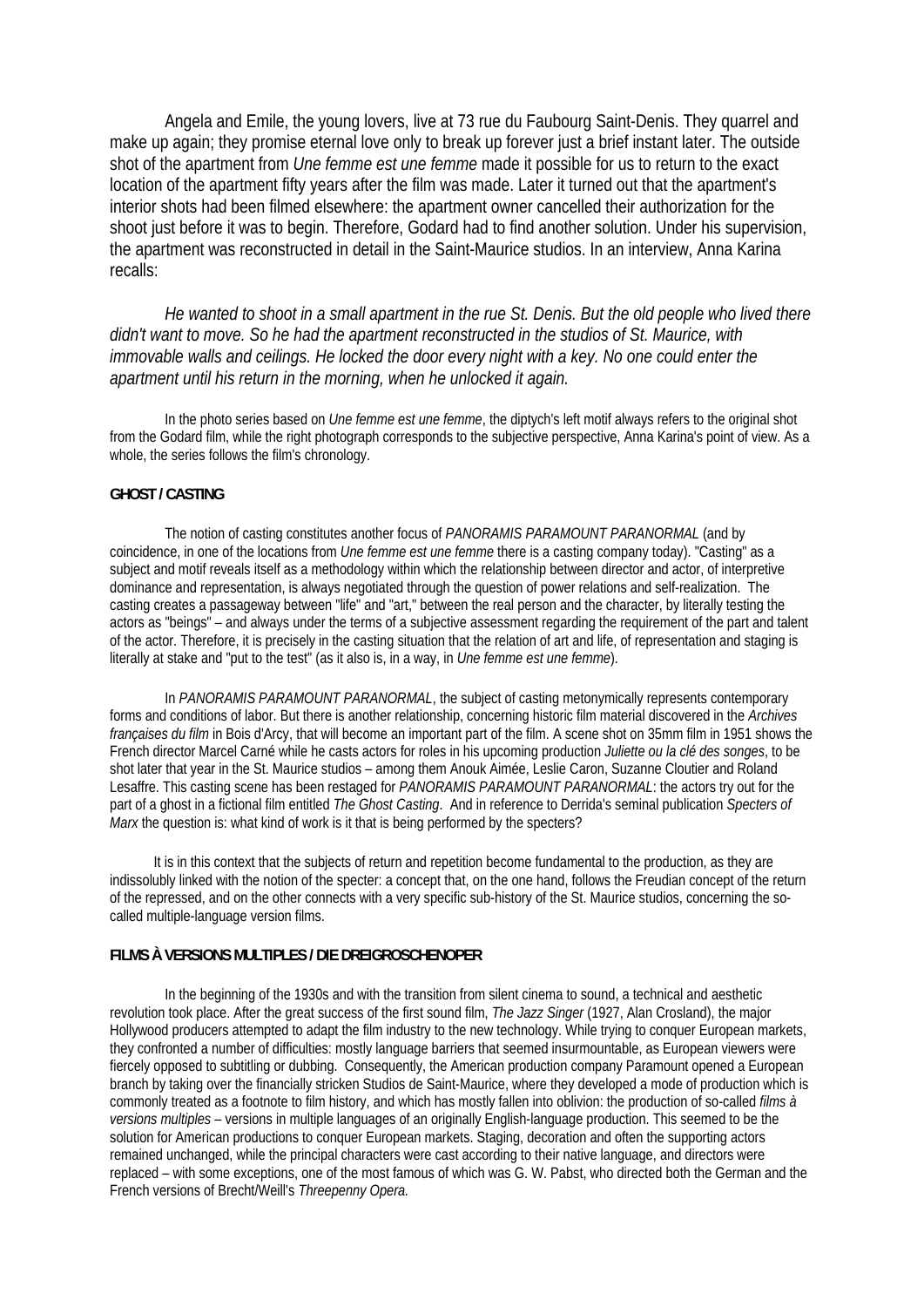Angela and Emile, the young lovers, live at 73 rue du Faubourg Saint-Denis. They quarrel and make up again; they promise eternal love only to break up forever just a brief instant later. The outside shot of the apartment from *Une femme est une femme* made it possible for us to return to the exact location of the apartment fifty years after the film was made. Later it turned out that the apartment's interior shots had been filmed elsewhere: the apartment owner cancelled their authorization for the shoot just before it was to begin. Therefore, Godard had to find another solution. Under his supervision, the apartment was reconstructed in detail in the Saint-Maurice studios. In an interview, Anna Karina recalls:

*He wanted to shoot in a small apartment in the rue St. Denis. But the old people who lived there didn't want to move. So he had the apartment reconstructed in the studios of St. Maurice, with immovable walls and ceilings. He locked the door every night with a key. No one could enter the apartment until his return in the morning, when he unlocked it again.*

In the photo series based on *Une femme est une femme*, the diptych's left motif always refers to the original shot from the Godard film, while the right photograph corresponds to the subjective perspective, Anna Karina's point of view. As a whole, the series follows the film's chronology.

**GHOST / CASTING**

The notion of casting constitutes another focus of *PANORAMIS PARAMOUNT PARANORMAL* (and by coincidence, in one of the locations from *Une femme est une femme* there is a casting company today). "Casting" as a subject and motif reveals itself as a methodology within which the relationship between director and actor, of interpretive dominance and representation, is always negotiated through the question of power relations and self-realization. The casting creates a passageway between "life" and "art," between the real person and the character, by literally testing the actors as "beings" – and always under the terms of a subjective assessment regarding the requirement of the part and talent of the actor. Therefore, it is precisely in the casting situation that the relation of art and life, of representation and staging is literally at stake and "put to the test" (as it also is, in a way, in *Une femme est une femme*).

In *PANORAMIS PARAMOUNT PARANORMAL*, the subject of casting metonymically represents contemporary forms and conditions of labor. But there is another relationship, concerning historic film material discovered in the *Archives françaises du film* in Bois d'Arcy, that will become an important part of the film. A scene shot on 35mm film in 1951 shows the French director Marcel Carné while he casts actors for roles in his upcoming production *Juliette ou la clé des songes*, to be shot later that year in the St. Maurice studios – among them Anouk Aimée, Leslie Caron, Suzanne Cloutier and Roland Lesaffre. This casting scene has been restaged for *PANORAMIS PARAMOUNT PARANORMAL*: the actors try out for the part of a ghost in a fictional film entitled *The Ghost Casting*. And in reference to Derrida's seminal publication *Specters of Marx* the question is: what kind of work is it that is being performed by the specters?

It is in this context that the subjects of return and repetition become fundamental to the production, as they are indissolubly linked with the notion of the specter: a concept that, on the one hand, follows the Freudian concept of the return of the repressed, and on the other connects with a very specific sub-history of the St. Maurice studios, concerning the so-called multiple-language version films.

**FILMS À VERSIONS MULTIPLES / DIE DREIGROSCHENOPER**

In the beginning of the 1930s and with the transition from silent cinema to sound, a technical and aesthetic revolution took place. After the great success of the first sound film, *The Jazz Singer* (1927, Alan Crosland), the major Hollywood producers attempted to adapt the film industry to the new technology. While trying to conquer European markets, they confronted a number of difficulties: mostly language barriers that seemed insurmountable, as European viewers were fiercely opposed to subtitling or dubbing. Consequently, the American production company Paramount opened a European branch by taking over the financially stricken Studios de Saint-Maurice, where they developed a mode of production which is commonly treated as a footnote to film history, and which has mostly fallen into oblivion: the production of so-called *films à versions multiples* – versions in multiple languages of an originally English-language production. This seemed to be the solution for American productions to conquer European markets. Staging, decoration and often the supporting actors remained unchanged, while the principal characters were cast according to their native language, and directors were replaced – with some exceptions, one of the most famous of which was G. W. Pabst, who directed both the German and the French versions of Brecht/Weill's *Threepenny Opera.*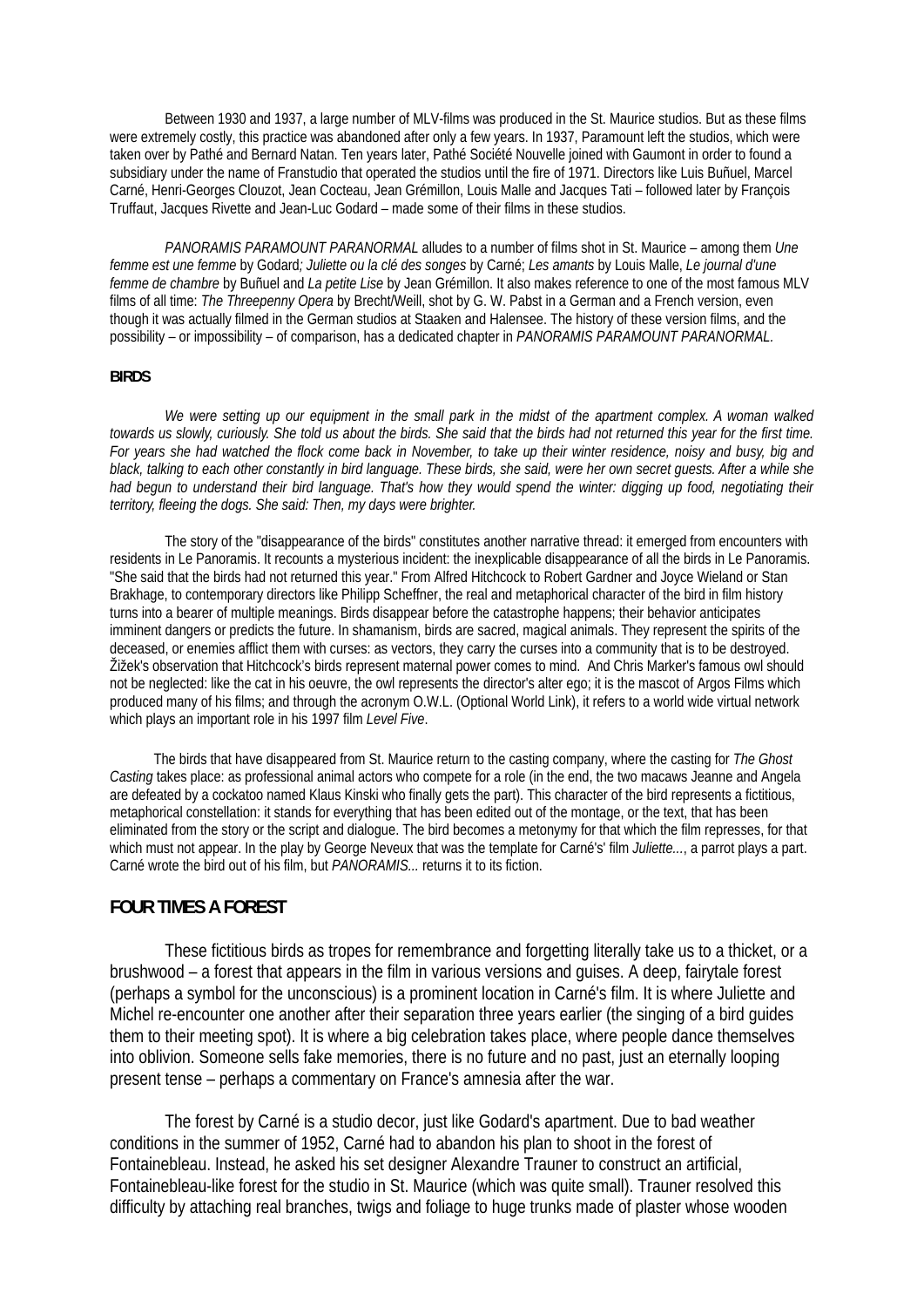Between 1930 and 1937, a large number of MLV-films was produced in the St. Maurice studios. But as these films were extremely costly, this practice was abandoned after only a few years. In 1937, Paramount left the studios, which were taken over by Pathé and Bernard Natan. Ten years later, Pathé Société Nouvelle joined with Gaumont in order to found a subsidiary under the name of Franstudio that operated the studios until the fire of 1971. Directors like Luis Buñuel, Marcel Carné, Henri-Georges Clouzot, Jean Cocteau, Jean Grémillon, Louis Malle and Jacques Tati – followed later by François Truffaut, Jacques Rivette and Jean-Luc Godard – made some of their films in these studios.

*PANORAMIS PARAMOUNT PARANORMAL* alludes to a number of films shot in St. Maurice – among them *Une femme est une femme* by Godard*; Juliette ou la clé des songes* by Carné; *Les amants* by Louis Malle, *Le journal d'une femme de chambre* by Buñuel and *La petite Lise* by Jean Grémillon. It also makes reference to one of the most famous MLV films of all time: *The Threepenny Opera* by Brecht/Weill, shot by G. W. Pabst in a German and a French version, even though it was actually filmed in the German studios at Staaken and Halensee. The history of these version films, and the possibility – or impossibility – of comparison, has a dedicated chapter in *PANORAMIS PARAMOUNT PARANORMAL*.

**BIRDS**

*We were setting up our equipment in the small park in the midst of the apartment complex. A woman walked towards us slowly, curiously. She told us about the birds. She said that the birds had not returned this year for the first time. For years she had watched the flock come back in November, to take up their winter residence, noisy and busy, big and black, talking to each other constantly in bird language. These birds, she said, were her own secret guests. After a while she had begun to understand their bird language. That's how they would spend the winter: digging up food, negotiating their territory, fleeing the dogs. She said: Then, my days were brighter.*

The story of the "disappearance of the birds" constitutes another narrative thread: it emerged from encounters with residents in Le Panoramis. It recounts a mysterious incident: the inexplicable disappearance of all the birds in Le Panoramis. "She said that the birds had not returned this year." From Alfred Hitchcock to Robert Gardner and Joyce Wieland or Stan Brakhage, to contemporary directors like Philipp Scheffner, the real and metaphorical character of the bird in film history turns into a bearer of multiple meanings. Birds disappear before the catastrophe happens; their behavior anticipates imminent dangers or predicts the future. In shamanism, birds are sacred, magical animals. They represent the spirits of the deceased, or enemies afflict them with curses: as vectors, they carry the curses into a community that is to be destroyed. Žižek's observation that Hitchcock's birds represent maternal power comes to mind. And Chris Marker's famous owl should not be neglected: like the cat in his oeuvre, the owl represents the director's alter ego; it is the mascot of Argos Films which produced many of his films; and through the acronym O.W.L. (Optional World Link), it refers to a world wide virtual network which plays an important role in his 1997 film *Level Five*.

The birds that have disappeared from St. Maurice return to the casting company, where the casting for *The Ghost Casting* takes place: as professional animal actors who compete for a role (in the end, the two macaws Jeanne and Angela are defeated by a cockatoo named Klaus Kinski who finally gets the part). This character of the bird represents a fictitious, metaphorical constellation: it stands for everything that has been edited out of the montage, or the text, that has been eliminated from the story or the script and dialogue. The bird becomes a metonymy for that which the film represses, for that which must not appear. In the play by George Neveux that was the template for Carné's' film *Juliette...*, a parrot plays a part. Carné wrote the bird out of his film, but *PANORAMIS...* returns it to its fiction.

**FOUR TIMES A FOREST**

These fictitious birds as tropes for remembrance and forgetting literally take us to a thicket, or a brushwood – a forest that appears in the film in various versions and guises. A deep, fairytale forest (perhaps a symbol for the unconscious) is a prominent location in Carné's film. It is where Juliette and Michel re-encounter one another after their separation three years earlier (the singing of a bird guides them to their meeting spot). It is where a big celebration takes place, where people dance themselves into oblivion. Someone sells fake memories, there is no future and no past, just an eternally looping present tense – perhaps a commentary on France's amnesia after the war.

The forest by Carné is a studio decor, just like Godard's apartment. Due to bad weather conditions in the summer of 1952, Carné had to abandon his plan to shoot in the forest of Fontainebleau. Instead, he asked his set designer Alexandre Trauner to construct an artificial, Fontainebleau-like forest for the studio in St. Maurice (which was quite small). Trauner resolved this difficulty by attaching real branches, twigs and foliage to huge trunks made of plaster whose wooden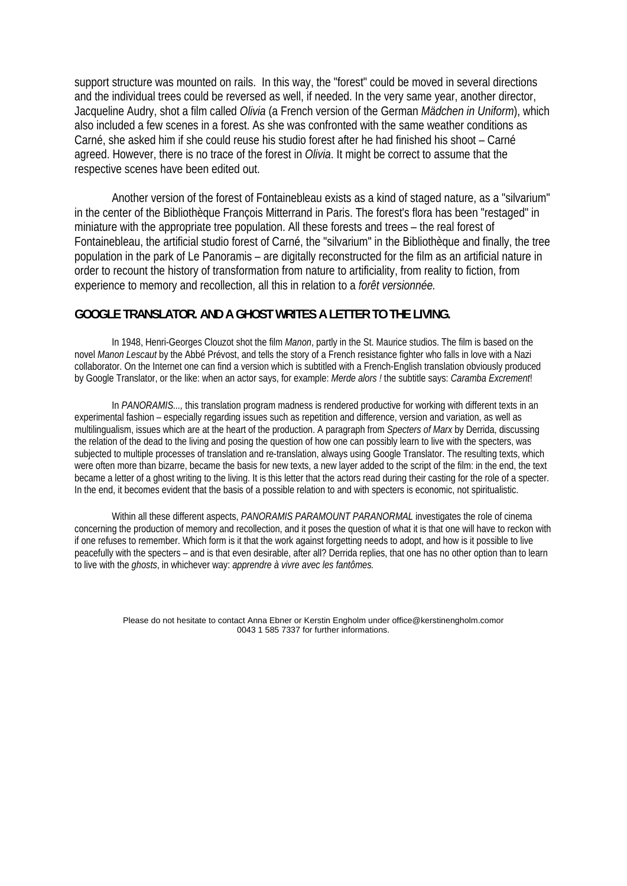support structure was mounted on rails. In this way, the "forest" could be moved in several directions and the individual trees could be reversed as well, if needed. In the very same year, another director, Jacqueline Audry, shot a film called *Olivia* (a French version of the German *Mädchen in Uniform*), which also included a few scenes in a forest. As she was confronted with the same weather conditions as Carné, she asked him if she could reuse his studio forest after he had finished his shoot – Carné agreed. However, there is no trace of the forest in *Olivia*. It might be correct to assume that the respective scenes have been edited out.

Another version of the forest of Fontainebleau exists as a kind of staged nature, as a "silvarium" in the center of the Bibliothèque François Mitterrand in Paris. The forest's flora has been "restaged" in miniature with the appropriate tree population. All these forests and trees – the real forest of Fontainebleau, the artificial studio forest of Carné, the "silvarium" in the Bibliothèque and finally, the tree population in the park of Le Panoramis – are digitally reconstructed for the film as an artificial nature in order to recount the history of transformation from nature to artificiality, from reality to fiction, from experience to memory and recollection, all this in relation to a *forêt versionnée.*

## GOOGLE TRANSLATOR. AND A GHOST WRITES A LETTER TO THE LIVING.

In 1948, Henri-Georges Clouzot shot the film *Manon*, partly in the St. Maurice studios. The film is based on the novel *Manon Lescaut* by the Abbé Prévost, and tells the story of a French resistance fighter who falls in love with a Nazi collaborator. On the Internet one can find a version which is subtitled with a French-English translation obviously produced by Google Translator, or the like: when an actor says, for example: *Merde alors !* the subtitle says: *Caramba Excrement*!

In *PANORAMIS...,* this translation program madness is rendered productive for working with different texts in an experimental fashion – especially regarding issues such as repetition and difference, version and variation, as well as multilingualism, issues which are at the heart of the production. A paragraph from *Specters of Marx* by Derrida, discussing the relation of the dead to the living and posing the question of how one can possibly learn to live with the specters, was subjected to multiple processes of translation and re-translation, always using Google Translator. The resulting texts, which were often more than bizarre, became the basis for new texts, a new layer added to the script of the film: in the end, the text became a letter of a ghost writing to the living. It is this letter that the actors read during their casting for the role of a specter. In the end, it becomes evident that the basis of a possible relation to and with specters is economic, not spiritualistic.

Within all these different aspects, *PANORAMIS PARAMOUNT PARANORMAL* investigates the role of cinema concerning the production of memory and recollection, and it poses the question of what it is that one will have to reckon with if one refuses to remember. Which form is it that the work against forgetting needs to adopt, and how is it possible to live peacefully with the specters – and is that even desirable, after all? Derrida replies, that one has no other option than to learn to live with the *ghosts*, in whichever way: *apprendre à vivre avec les fantômes.*

Please do not hesitate to contact Anna Ebner or Kerstin Engholm under office@kerstinengholm.comor 0043 1 585 7337 for further informations.